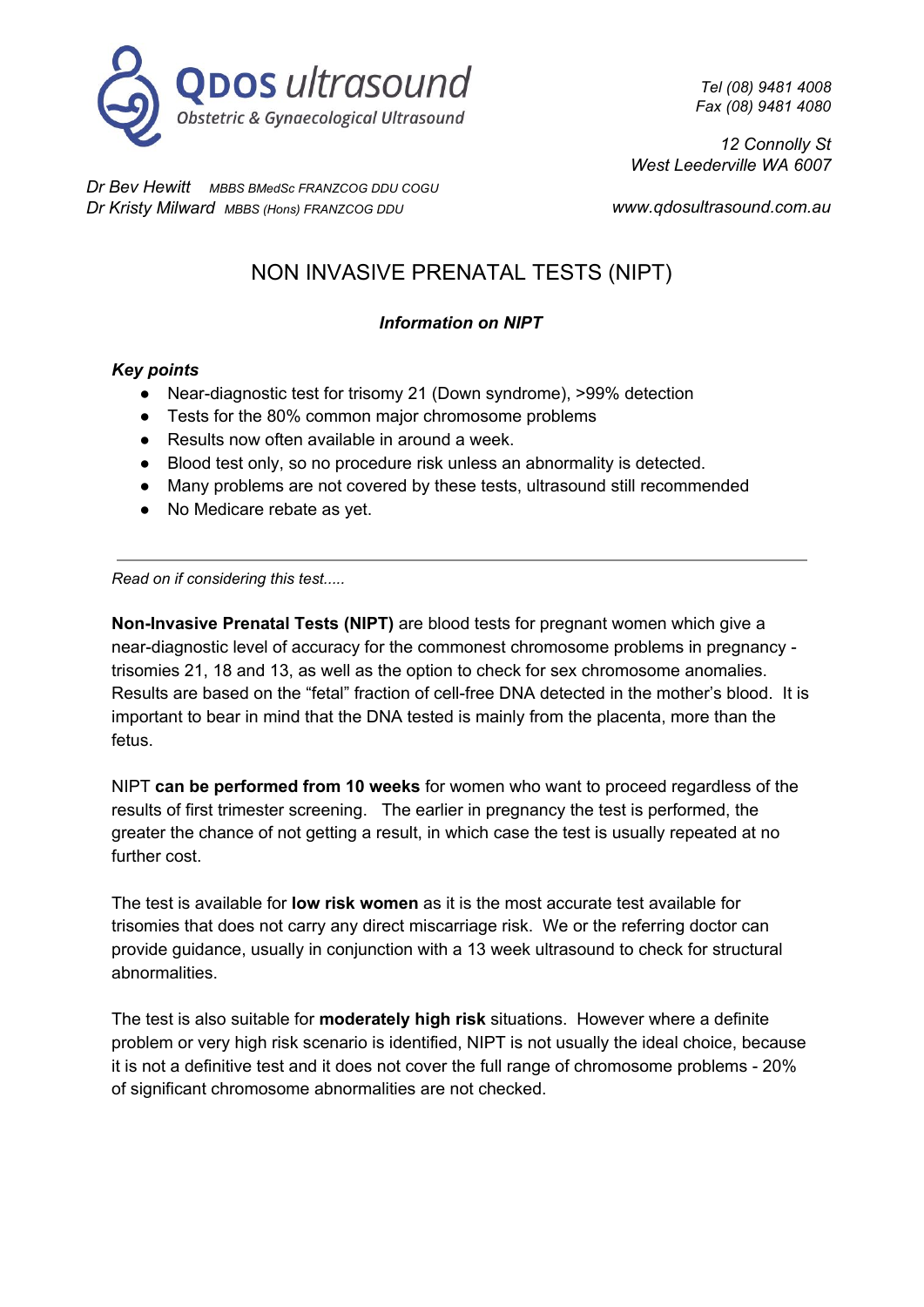**QDOS ultrasound**
*Obstetric & Gynaecological Ultrasound*

*Tel (08) 9481 4008*
*Fax (08) 9481 4080*

*12 Connolly St*
*West Leederville WA 6007*

*Dr Bev Hewitt* *MBBS BMedSc FRANZCOG DDU COGU*
*Dr Kristy Milward* *MBBS (Hons) FRANZCOG DDU*

*www.qdosultrasound.com.au*

# NON INVASIVE PRENATAL TESTS (NIPT)

***Information on NIPT***

***Key points***

- Near-diagnostic test for trisomy 21 (Down syndrome), >99% detection
- Tests for the 80% common major chromosome problems
- Results now often available in around a week.
- Blood test only, so no procedure risk unless an abnormality is detected.
- Many problems are not covered by these tests, ultrasound still recommended
- No Medicare rebate as yet.

---

*Read on if considering this test.....*

**Non-Invasive Prenatal Tests (NIPT)** are blood tests for pregnant women which give a near-diagnostic level of accuracy for the commonest chromosome problems in pregnancy - trisomies 21, 18 and 13, as well as the option to check for sex chromosome anomalies. Results are based on the "fetal" fraction of cell-free DNA detected in the mother's blood. It is important to bear in mind that the DNA tested is mainly from the placenta, more than the fetus.

NIPT **can be performed from 10 weeks** for women who want to proceed regardless of the results of first trimester screening. The earlier in pregnancy the test is performed, the greater the chance of not getting a result, in which case the test is usually repeated at no further cost.

The test is available for **low risk women** as it is the most accurate test available for trisomies that does not carry any direct miscarriage risk. We or the referring doctor can provide guidance, usually in conjunction with a 13 week ultrasound to check for structural abnormalities.

The test is also suitable for **moderately high risk** situations. However where a definite problem or very high risk scenario is identified, NIPT is not usually the ideal choice, because it is not a definitive test and it does not cover the full range of chromosome problems - 20% of significant chromosome abnormalities are not checked.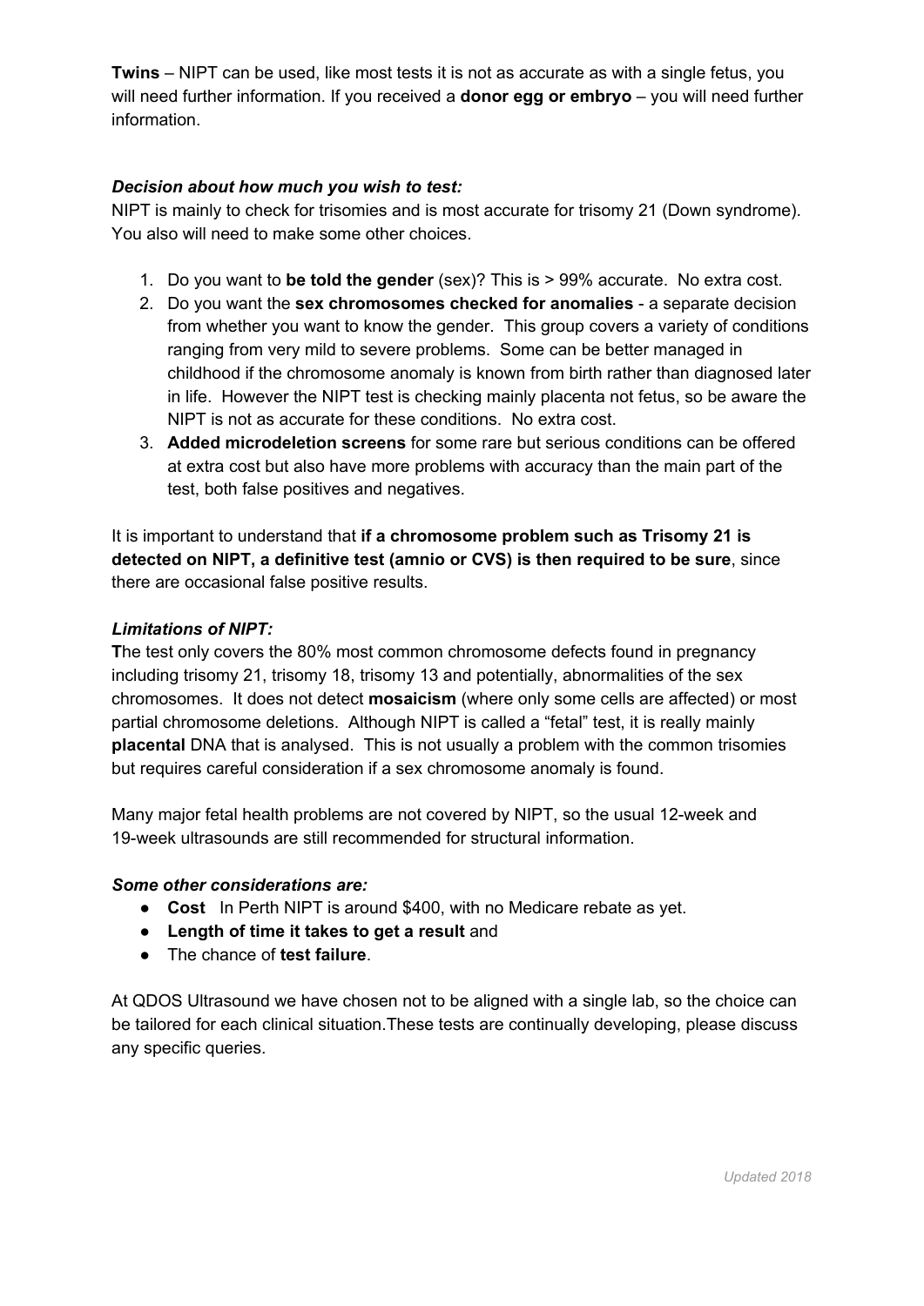**Twins** – NIPT can be used, like most tests it is not as accurate as with a single fetus, you will need further information. If you received a **donor egg or embryo** – you will need further information.

***Decision about how much you wish to test:***

NIPT is mainly to check for trisomies and is most accurate for trisomy 21 (Down syndrome). You also will need to make some other choices.

1. Do you want to **be told the gender** (sex)? This is > 99% accurate. No extra cost.
2. Do you want the **sex chromosomes checked for anomalies** - a separate decision from whether you want to know the gender. This group covers a variety of conditions ranging from very mild to severe problems. Some can be better managed in childhood if the chromosome anomaly is known from birth rather than diagnosed later in life. However the NIPT test is checking mainly placenta not fetus, so be aware the NIPT is not as accurate for these conditions. No extra cost.
3. **Added microdeletion screens** for some rare but serious conditions can be offered at extra cost but also have more problems with accuracy than the main part of the test, both false positives and negatives.

It is important to understand that **if a chromosome problem such as Trisomy 21 is detected on NIPT, a definitive test (amnio or CVS) is then required to be sure**, since there are occasional false positive results.

***Limitations of NIPT:***

**T**he test only covers the 80% most common chromosome defects found in pregnancy including trisomy 21, trisomy 18, trisomy 13 and potentially, abnormalities of the sex chromosomes. It does not detect **mosaicism** (where only some cells are affected) or most partial chromosome deletions. Although NIPT is called a "fetal" test, it is really mainly **placental** DNA that is analysed. This is not usually a problem with the common trisomies but requires careful consideration if a sex chromosome anomaly is found.

Many major fetal health problems are not covered by NIPT, so the usual 12-week and 19-week ultrasounds are still recommended for structural information.

***Some other considerations are:***

- **Cost** In Perth NIPT is around $400, with no Medicare rebate as yet.
- **Length of time it takes to get a result** and
- The chance of **test failure**.

At QDOS Ultrasound we have chosen not to be aligned with a single lab, so the choice can be tailored for each clinical situation.These tests are continually developing, please discuss any specific queries.

*Updated 2018*